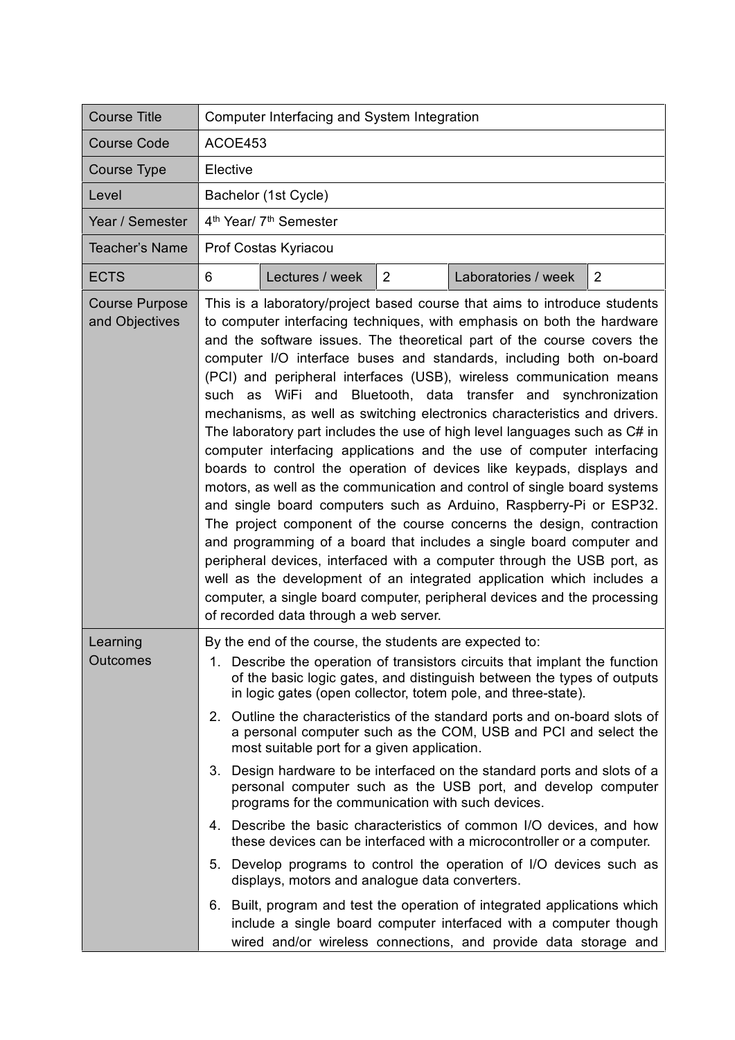| Course Title | Computer Interfacing and System Integration | | | | |
|---|---|---|---|---|---|
| Course Code | ACOE453 | | | | |
| Course Type | Elective | | | | |
| Level | Bachelor (1st Cycle) | | | | |
| Year / Semester | 4th Year/ 7th Semester | | | | |
| Teacher's Name | Prof Costas Kyriacou | | | | |
| ECTS | 6 | Lectures / week | 2 | Laboratories / week | 2 |
| Course Purpose and Objectives | This is a laboratory/project based course that aims to introduce students to computer interfacing techniques, with emphasis on both the hardware and the software issues. The theoretical part of the course covers the computer I/O interface buses and standards, including both on-board (PCI) and peripheral interfaces (USB), wireless communication means such as WiFi and Bluetooth, data transfer and synchronization mechanisms, as well as switching electronics characteristics and drivers. The laboratory part includes the use of high level languages such as C# in computer interfacing applications and the use of computer interfacing boards to control the operation of devices like keypads, displays and motors, as well as the communication and control of single board systems and single board computers such as Arduino, Raspberry-Pi or ESP32. The project component of the course concerns the design, contraction and programming of a board that includes a single board computer and peripheral devices, interfaced with a computer through the USB port, as well as the development of an integrated application which includes a computer, a single board computer, peripheral devices and the processing of recorded data through a web server. | | | | |
| Learning Outcomes | By the end of the course, the students are expected to:<br>1. Describe the operation of transistors circuits that implant the function of the basic logic gates, and distinguish between the types of outputs in logic gates (open collector, totem pole, and three-state).<br>2. Outline the characteristics of the standard ports and on-board slots of a personal computer such as the COM, USB and PCI and select the most suitable port for a given application.<br>3. Design hardware to be interfaced on the standard ports and slots of a personal computer such as the USB port, and develop computer programs for the communication with such devices.<br>4. Describe the basic characteristics of common I/O devices, and how these devices can be interfaced with a microcontroller or a computer.<br>5. Develop programs to control the operation of I/O devices such as displays, motors and analogue data converters.<br>6. Built, program and test the operation of integrated applications which include a single board computer interfaced with a computer though wired and/or wireless connections, and provide data storage and | | | | |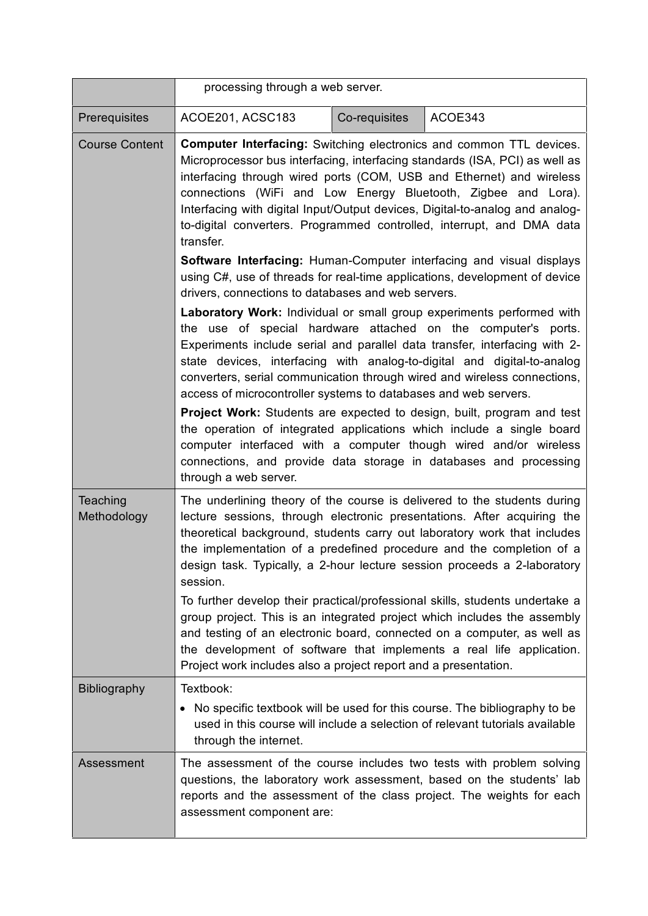| | | | |
|---|---|---|---|
| | processing through a web server. | | |
| Prerequisites | ACOE201, ACSC183 | Co-requisites | ACOE343 |
| Course Content | **Computer Interfacing:** Switching electronics and common TTL devices. Microprocessor bus interfacing, interfacing standards (ISA, PCI) as well as interfacing through wired ports (COM, USB and Ethernet) and wireless connections (WiFi and Low Energy Bluetooth, Zigbee and Lora). Interfacing with digital Input/Output devices, Digital-to-analog and analog-to-digital converters. Programmed controlled, interrupt, and DMA data transfer.<br>**Software Interfacing:** Human-Computer interfacing and visual displays using C#, use of threads for real-time applications, development of device drivers, connections to databases and web servers.<br>**Laboratory Work:** Individual or small group experiments performed with the use of special hardware attached on the computer's ports. Experiments include serial and parallel data transfer, interfacing with 2-state devices, interfacing with analog-to-digital and digital-to-analog converters, serial communication through wired and wireless connections, access of microcontroller systems to databases and web servers.<br>**Project Work:** Students are expected to design, built, program and test the operation of integrated applications which include a single board computer interfaced with a computer though wired and/or wireless connections, and provide data storage in databases and processing through a web server. | | |
| Teaching Methodology | The underlining theory of the course is delivered to the students during lecture sessions, through electronic presentations. After acquiring the theoretical background, students carry out laboratory work that includes the implementation of a predefined procedure and the completion of a design task. Typically, a 2-hour lecture session proceeds a 2-laboratory session.<br>To further develop their practical/professional skills, students undertake a group project. This is an integrated project which includes the assembly and testing of an electronic board, connected on a computer, as well as the development of software that implements a real life application. Project work includes also a project report and a presentation. | | |
| Bibliography | Textbook:<br>• No specific textbook will be used for this course. The bibliography to be used in this course will include a selection of relevant tutorials available through the internet. | | |
| Assessment | The assessment of the course includes two tests with problem solving questions, the laboratory work assessment, based on the students' lab reports and the assessment of the class project. The weights for each assessment component are: | | |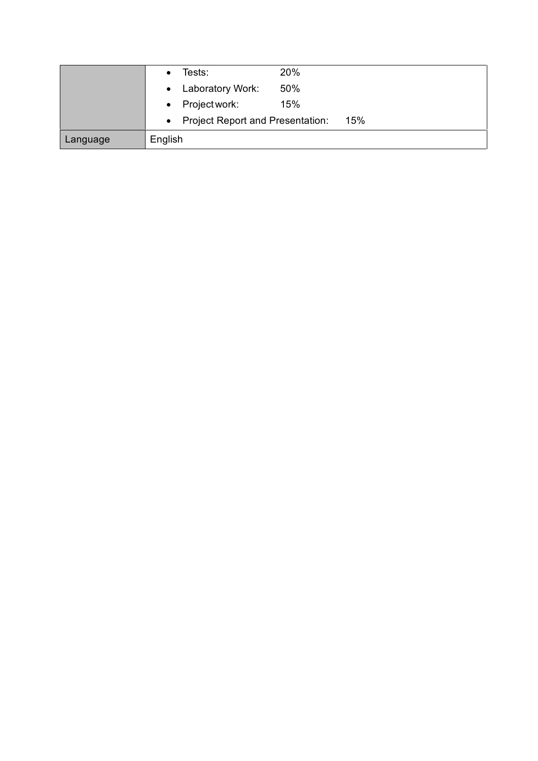| | |
|---|---|
| | • Tests: 20%<br>• Laboratory Work: 50%<br>• Project work: 15%<br>• Project Report and Presentation: 15% |
| Language | English |